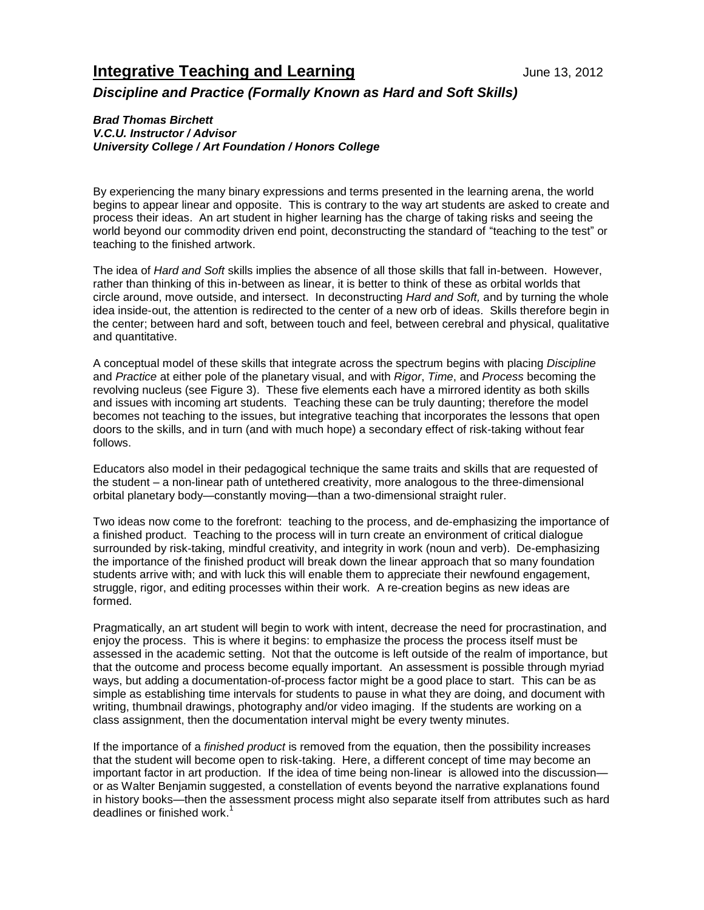# Integrative Teaching and Learning

June 13, 2012

## *Discipline and Practice (Formally Known as Hard and Soft Skills)*

***Brad Thomas Birchett***
***V.C.U. Instructor / Advisor***
***University College / Art Foundation / Honors College***

By experiencing the many binary expressions and terms presented in the learning arena, the world begins to appear linear and opposite. This is contrary to the way art students are asked to create and process their ideas. An art student in higher learning has the charge of taking risks and seeing the world beyond our commodity driven end point, deconstructing the standard of "teaching to the test" or teaching to the finished artwork.

The idea of *Hard and Soft* skills implies the absence of all those skills that fall in-between. However, rather than thinking of this in-between as linear, it is better to think of these as orbital worlds that circle around, move outside, and intersect. In deconstructing *Hard and Soft,* and by turning the whole idea inside-out, the attention is redirected to the center of a new orb of ideas. Skills therefore begin in the center; between hard and soft, between touch and feel, between cerebral and physical, qualitative and quantitative.

A conceptual model of these skills that integrate across the spectrum begins with placing *Discipline* and *Practice* at either pole of the planetary visual, and with *Rigor*, *Time*, and *Process* becoming the revolving nucleus (see Figure 3). These five elements each have a mirrored identity as both skills and issues with incoming art students. Teaching these can be truly daunting; therefore the model becomes not teaching to the issues, but integrative teaching that incorporates the lessons that open doors to the skills, and in turn (and with much hope) a secondary effect of risk-taking without fear follows.

Educators also model in their pedagogical technique the same traits and skills that are requested of the student – a non-linear path of untethered creativity, more analogous to the three-dimensional orbital planetary body—constantly moving—than a two-dimensional straight ruler.

Two ideas now come to the forefront: teaching to the process, and de-emphasizing the importance of a finished product. Teaching to the process will in turn create an environment of critical dialogue surrounded by risk-taking, mindful creativity, and integrity in work (noun and verb). De-emphasizing the importance of the finished product will break down the linear approach that so many foundation students arrive with; and with luck this will enable them to appreciate their newfound engagement, struggle, rigor, and editing processes within their work. A re-creation begins as new ideas are formed.

Pragmatically, an art student will begin to work with intent, decrease the need for procrastination, and enjoy the process. This is where it begins: to emphasize the process the process itself must be assessed in the academic setting. Not that the outcome is left outside of the realm of importance, but that the outcome and process become equally important. An assessment is possible through myriad ways, but adding a documentation-of-process factor might be a good place to start. This can be as simple as establishing time intervals for students to pause in what they are doing, and document with writing, thumbnail drawings, photography and/or video imaging. If the students are working on a class assignment, then the documentation interval might be every twenty minutes.

If the importance of a *finished product* is removed from the equation, then the possibility increases that the student will become open to risk-taking. Here, a different concept of time may become an important factor in art production. If the idea of time being non-linear is allowed into the discussion—or as Walter Benjamin suggested, a constellation of events beyond the narrative explanations found in history books—then the assessment process might also separate itself from attributes such as hard deadlines or finished work.[1]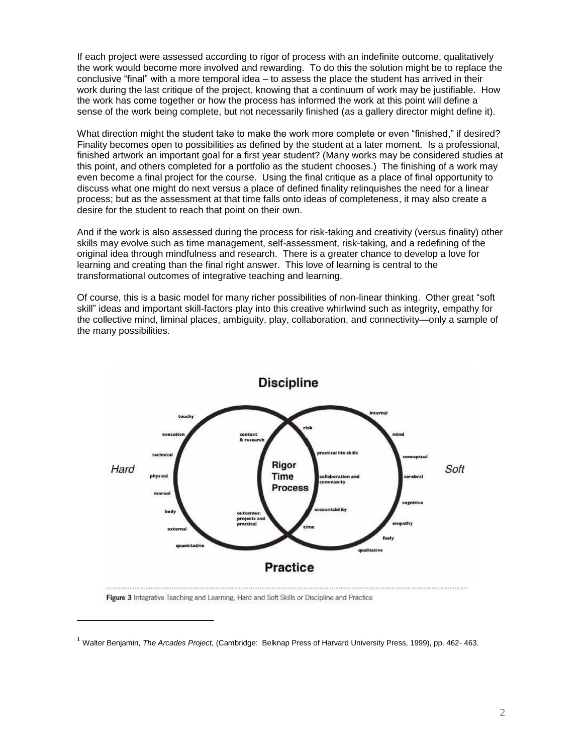If each project were assessed according to rigor of process with an indefinite outcome, qualitatively the work would become more involved and rewarding. To do this the solution might be to replace the conclusive "final" with a more temporal idea – to assess the place the student has arrived in their work during the last critique of the project, knowing that a continuum of work may be justifiable. How the work has come together or how the process has informed the work at this point will define a sense of the work being complete, but not necessarily finished (as a gallery director might define it).

What direction might the student take to make the work more complete or even "finished," if desired? Finality becomes open to possibilities as defined by the student at a later moment. Is a professional, finished artwork an important goal for a first year student? (Many works may be considered studies at this point, and others completed for a portfolio as the student chooses.) The finishing of a work may even become a final project for the course. Using the final critique as a place of final opportunity to discuss what one might do next versus a place of defined finality relinquishes the need for a linear process; but as the assessment at that time falls onto ideas of completeness, it may also create a desire for the student to reach that point on their own.

And if the work is also assessed during the process for risk-taking and creativity (versus finality) other skills may evolve such as time management, self-assessment, risk-taking, and a redefining of the original idea through mindfulness and research. There is a greater chance to develop a love for learning and creating than the final right answer. This love of learning is central to the transformational outcomes of integrative teaching and learning.

Of course, this is a basic model for many richer possibilities of non-linear thinking. Other great "soft skill" ideas and important skill-factors play into this creative whirlwind such as integrity, empathy for the collective mind, liminal places, ambiguity, play, collaboration, and connectivity—only a sample of the many possibilities.

Discipline

Hard

touchy
execution
technical
physical
manual
body
external
quantitative

context & research
outcomes: projects and practical

Rigor
Time
Process

risk
practical life skills
collaboration and community
accountability
time

internal
mind
conceptual
cerebral
cognitive
empathy
feely
qualitative

Soft

Practice

**Figure 3** Integrative Teaching and Learning, Hard and Soft Skills or Discipline and Practice

---

[1] Walter Benjamin, *The Arcades Project,* (Cambridge: Belknap Press of Harvard University Press, 1999), pp. 462- 463.